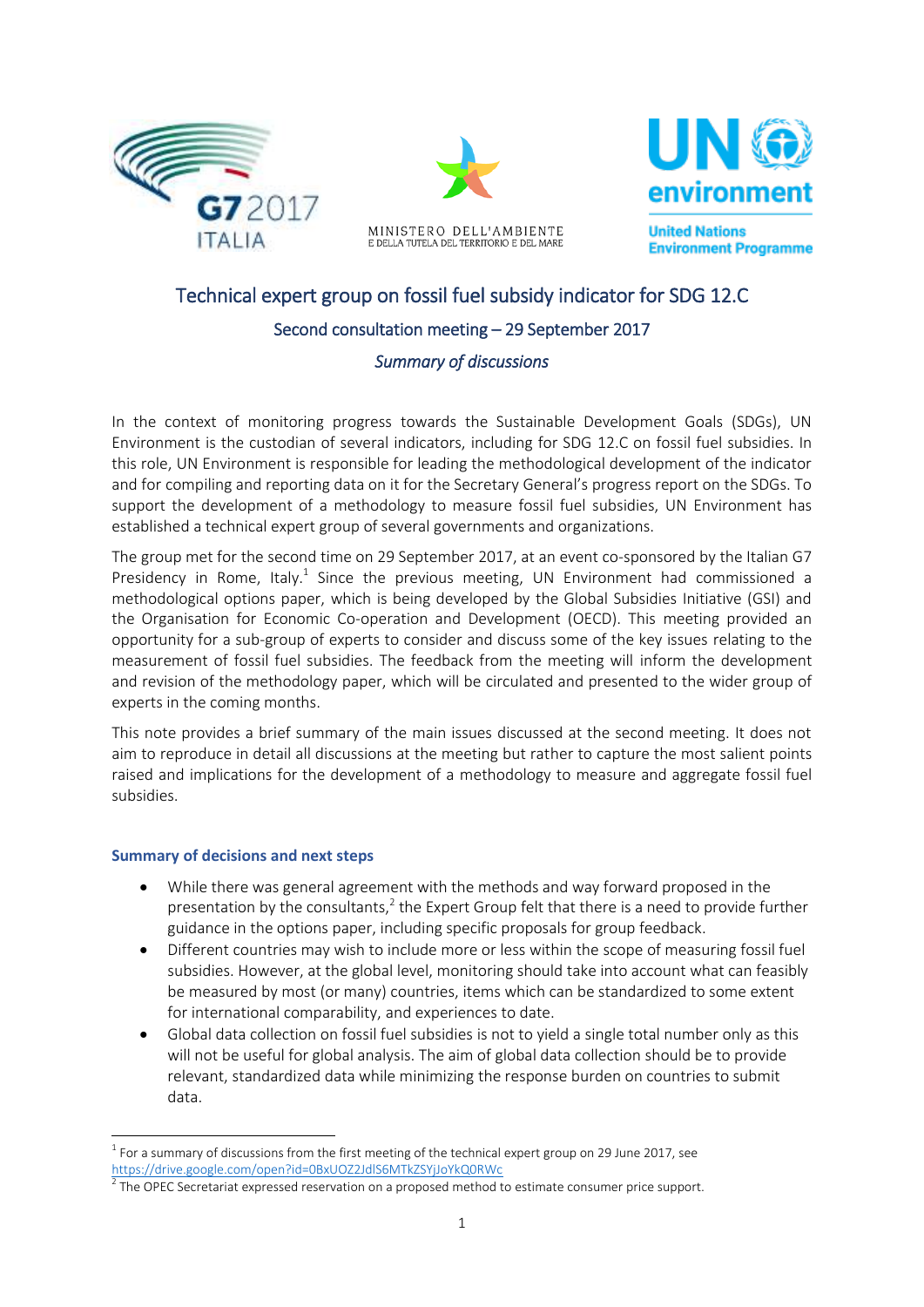# Technical expert group on fossil fuel subsidy indicator for SDG 12.C

## Second consultation meeting – 29 September 2017

*Summary of discussions*

In the context of monitoring progress towards the Sustainable Development Goals (SDGs), UN Environment is the custodian of several indicators, including for SDG 12.C on fossil fuel subsidies. In this role, UN Environment is responsible for leading the methodological development of the indicator and for compiling and reporting data on it for the Secretary General's progress report on the SDGs. To support the development of a methodology to measure fossil fuel subsidies, UN Environment has established a technical expert group of several governments and organizations.

The group met for the second time on 29 September 2017, at an event co-sponsored by the Italian G7 Presidency in Rome, Italy.[1] Since the previous meeting, UN Environment had commissioned a methodological options paper, which is being developed by the Global Subsidies Initiative (GSI) and the Organisation for Economic Co-operation and Development (OECD). This meeting provided an opportunity for a sub-group of experts to consider and discuss some of the key issues relating to the measurement of fossil fuel subsidies. The feedback from the meeting will inform the development and revision of the methodology paper, which will be circulated and presented to the wider group of experts in the coming months.

This note provides a brief summary of the main issues discussed at the second meeting. It does not aim to reproduce in detail all discussions at the meeting but rather to capture the most salient points raised and implications for the development of a methodology to measure and aggregate fossil fuel subsidies.

### Summary of decisions and next steps

- While there was general agreement with the methods and way forward proposed in the presentation by the consultants,[2] the Expert Group felt that there is a need to provide further guidance in the options paper, including specific proposals for group feedback.
- Different countries may wish to include more or less within the scope of measuring fossil fuel subsidies. However, at the global level, monitoring should take into account what can feasibly be measured by most (or many) countries, items which can be standardized to some extent for international comparability, and experiences to date.
- Global data collection on fossil fuel subsidies is not to yield a single total number only as this will not be useful for global analysis. The aim of global data collection should be to provide relevant, standardized data while minimizing the response burden on countries to submit data.

---

[1] For a summary of discussions from the first meeting of the technical expert group on 29 June 2017, see https://drive.google.com/open?id=0BxUOZ2JdlS6MTkZSYjJoYkQ0RWc

[2] The OPEC Secretariat expressed reservation on a proposed method to estimate consumer price support.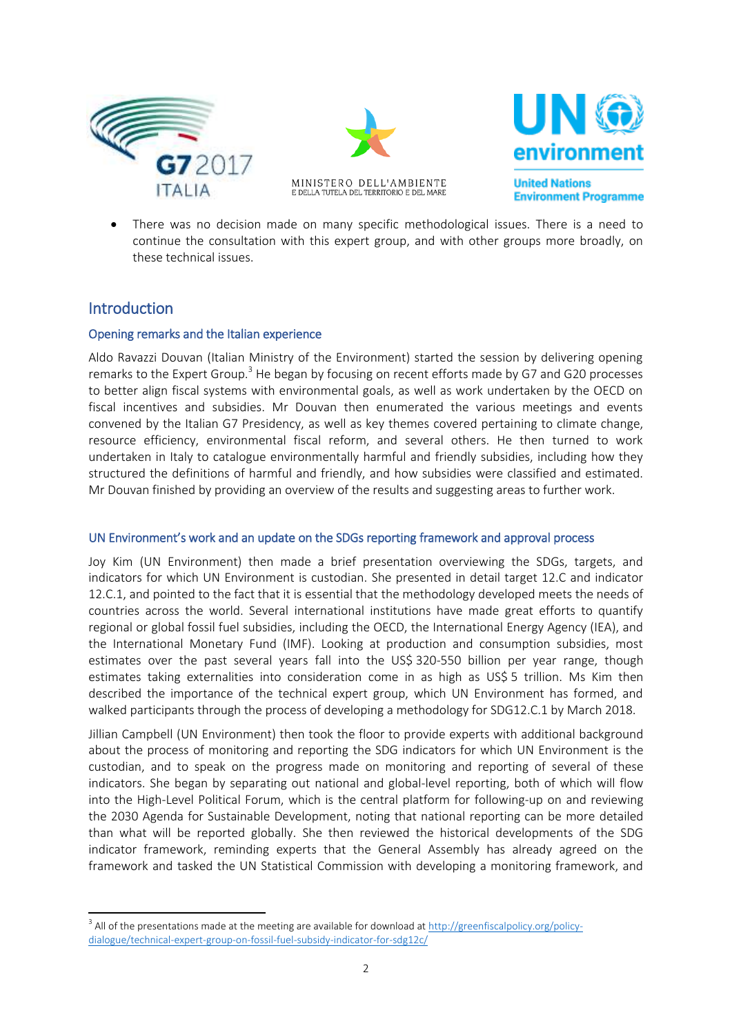- There was no decision made on many specific methodological issues. There is a need to continue the consultation with this expert group, and with other groups more broadly, on these technical issues.

## Introduction

### Opening remarks and the Italian experience

Aldo Ravazzi Douvan (Italian Ministry of the Environment) started the session by delivering opening remarks to the Expert Group.[3] He began by focusing on recent efforts made by G7 and G20 processes to better align fiscal systems with environmental goals, as well as work undertaken by the OECD on fiscal incentives and subsidies. Mr Douvan then enumerated the various meetings and events convened by the Italian G7 Presidency, as well as key themes covered pertaining to climate change, resource efficiency, environmental fiscal reform, and several others. He then turned to work undertaken in Italy to catalogue environmentally harmful and friendly subsidies, including how they structured the definitions of harmful and friendly, and how subsidies were classified and estimated. Mr Douvan finished by providing an overview of the results and suggesting areas to further work.

### UN Environment's work and an update on the SDGs reporting framework and approval process

Joy Kim (UN Environment) then made a brief presentation overviewing the SDGs, targets, and indicators for which UN Environment is custodian. She presented in detail target 12.C and indicator 12.C.1, and pointed to the fact that it is essential that the methodology developed meets the needs of countries across the world. Several international institutions have made great efforts to quantify regional or global fossil fuel subsidies, including the OECD, the International Energy Agency (IEA), and the International Monetary Fund (IMF). Looking at production and consumption subsidies, most estimates over the past several years fall into the US$ 320-550 billion per year range, though estimates taking externalities into consideration come in as high as US$ 5 trillion. Ms Kim then described the importance of the technical expert group, which UN Environment has formed, and walked participants through the process of developing a methodology for SDG12.C.1 by March 2018.

Jillian Campbell (UN Environment) then took the floor to provide experts with additional background about the process of monitoring and reporting the SDG indicators for which UN Environment is the custodian, and to speak on the progress made on monitoring and reporting of several of these indicators. She began by separating out national and global-level reporting, both of which will flow into the High-Level Political Forum, which is the central platform for following-up on and reviewing the 2030 Agenda for Sustainable Development, noting that national reporting can be more detailed than what will be reported globally. She then reviewed the historical developments of the SDG indicator framework, reminding experts that the General Assembly has already agreed on the framework and tasked the UN Statistical Commission with developing a monitoring framework, and

---

[3] All of the presentations made at the meeting are available for download at http://greenfiscalpolicy.org/policy-dialogue/technical-expert-group-on-fossil-fuel-subsidy-indicator-for-sdg12c/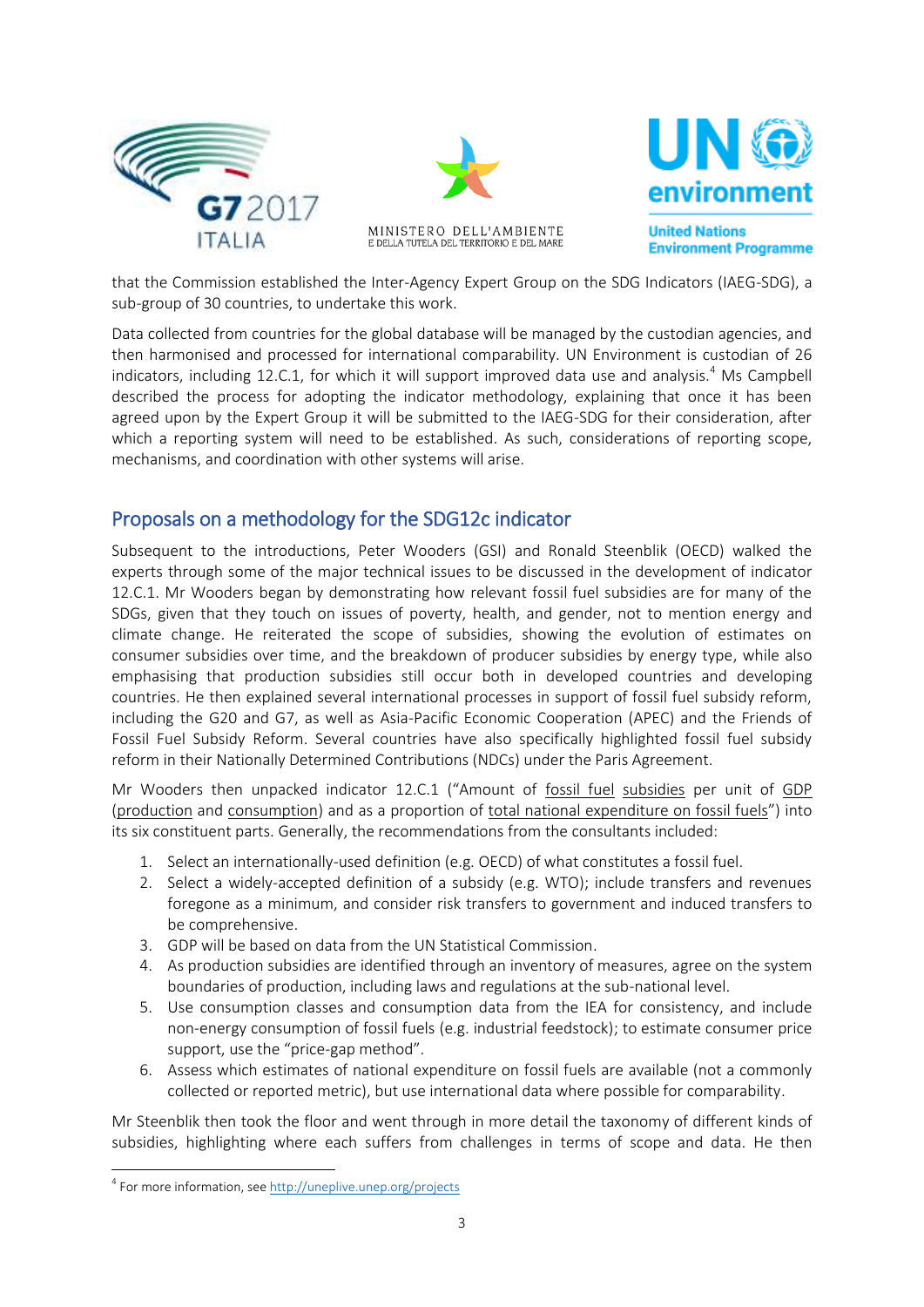that the Commission established the Inter-Agency Expert Group on the SDG Indicators (IAEG-SDG), a sub-group of 30 countries, to undertake this work.

Data collected from countries for the global database will be managed by the custodian agencies, and then harmonised and processed for international comparability. UN Environment is custodian of 26 indicators, including 12.C.1, for which it will support improved data use and analysis.[4] Ms Campbell described the process for adopting the indicator methodology, explaining that once it has been agreed upon by the Expert Group it will be submitted to the IAEG-SDG for their consideration, after which a reporting system will need to be established. As such, considerations of reporting scope, mechanisms, and coordination with other systems will arise.

## Proposals on a methodology for the SDG12c indicator

Subsequent to the introductions, Peter Wooders (GSI) and Ronald Steenblik (OECD) walked the experts through some of the major technical issues to be discussed in the development of indicator 12.C.1. Mr Wooders began by demonstrating how relevant fossil fuel subsidies are for many of the SDGs, given that they touch on issues of poverty, health, and gender, not to mention energy and climate change. He reiterated the scope of subsidies, showing the evolution of estimates on consumer subsidies over time, and the breakdown of producer subsidies by energy type, while also emphasising that production subsidies still occur both in developed countries and developing countries. He then explained several international processes in support of fossil fuel subsidy reform, including the G20 and G7, as well as Asia-Pacific Economic Cooperation (APEC) and the Friends of Fossil Fuel Subsidy Reform. Several countries have also specifically highlighted fossil fuel subsidy reform in their Nationally Determined Contributions (NDCs) under the Paris Agreement.

Mr Wooders then unpacked indicator 12.C.1 ("Amount of fossil fuel subsidies per unit of GDP (production and consumption) and as a proportion of total national expenditure on fossil fuels") into its six constituent parts. Generally, the recommendations from the consultants included:

1. Select an internationally-used definition (e.g. OECD) of what constitutes a fossil fuel.
2. Select a widely-accepted definition of a subsidy (e.g. WTO); include transfers and revenues foregone as a minimum, and consider risk transfers to government and induced transfers to be comprehensive.
3. GDP will be based on data from the UN Statistical Commission.
4. As production subsidies are identified through an inventory of measures, agree on the system boundaries of production, including laws and regulations at the sub-national level.
5. Use consumption classes and consumption data from the IEA for consistency, and include non-energy consumption of fossil fuels (e.g. industrial feedstock); to estimate consumer price support, use the "price-gap method".
6. Assess which estimates of national expenditure on fossil fuels are available (not a commonly collected or reported metric), but use international data where possible for comparability.

Mr Steenblik then took the floor and went through in more detail the taxonomy of different kinds of subsidies, highlighting where each suffers from challenges in terms of scope and data. He then

[4] For more information, see http://uneplive.unep.org/projects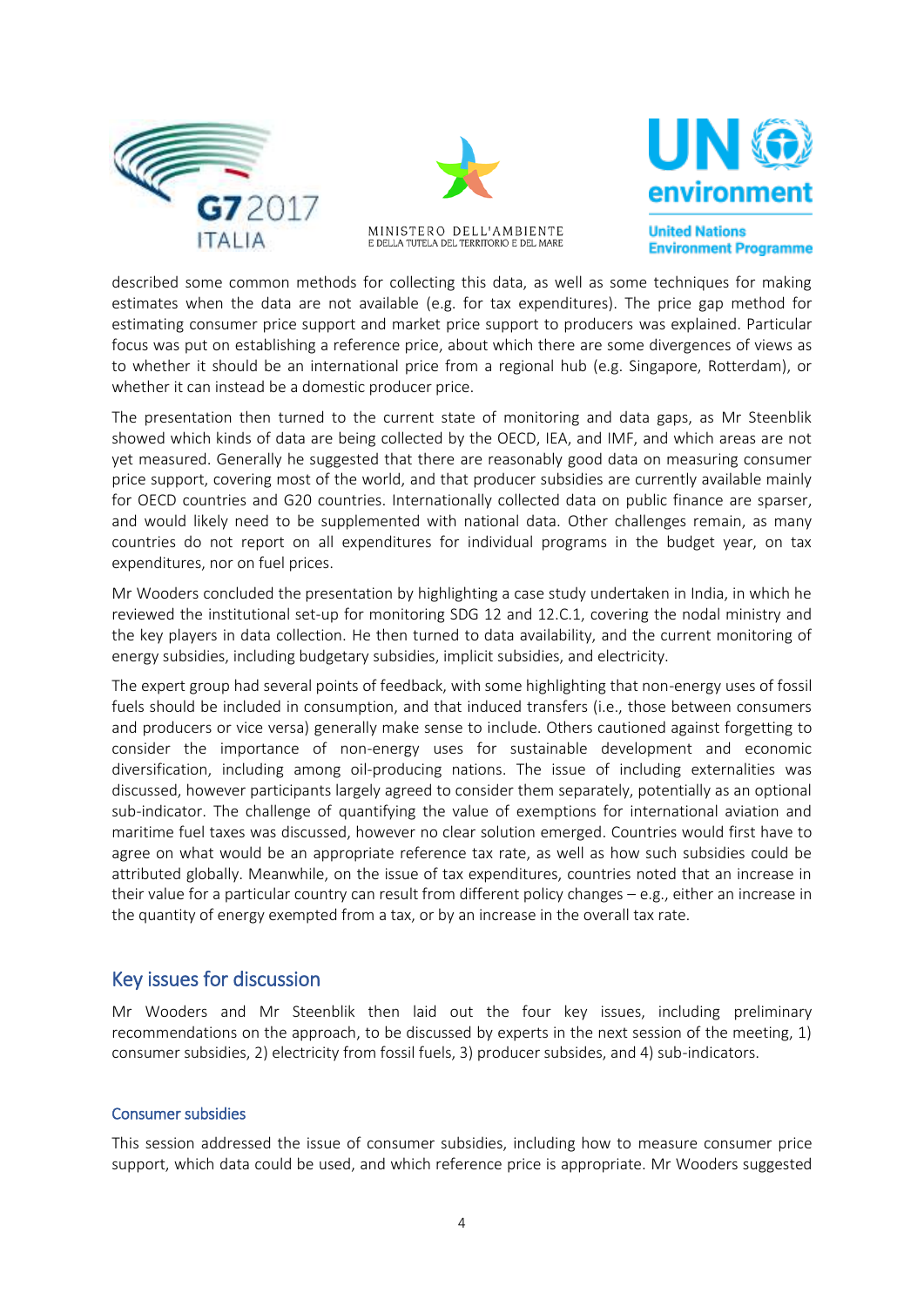described some common methods for collecting this data, as well as some techniques for making estimates when the data are not available (e.g. for tax expenditures). The price gap method for estimating consumer price support and market price support to producers was explained. Particular focus was put on establishing a reference price, about which there are some divergences of views as to whether it should be an international price from a regional hub (e.g. Singapore, Rotterdam), or whether it can instead be a domestic producer price.

The presentation then turned to the current state of monitoring and data gaps, as Mr Steenblik showed which kinds of data are being collected by the OECD, IEA, and IMF, and which areas are not yet measured. Generally he suggested that there are reasonably good data on measuring consumer price support, covering most of the world, and that producer subsidies are currently available mainly for OECD countries and G20 countries. Internationally collected data on public finance are sparser, and would likely need to be supplemented with national data. Other challenges remain, as many countries do not report on all expenditures for individual programs in the budget year, on tax expenditures, nor on fuel prices.

Mr Wooders concluded the presentation by highlighting a case study undertaken in India, in which he reviewed the institutional set-up for monitoring SDG 12 and 12.C.1, covering the nodal ministry and the key players in data collection. He then turned to data availability, and the current monitoring of energy subsidies, including budgetary subsidies, implicit subsidies, and electricity.

The expert group had several points of feedback, with some highlighting that non-energy uses of fossil fuels should be included in consumption, and that induced transfers (i.e., those between consumers and producers or vice versa) generally make sense to include. Others cautioned against forgetting to consider the importance of non-energy uses for sustainable development and economic diversification, including among oil-producing nations. The issue of including externalities was discussed, however participants largely agreed to consider them separately, potentially as an optional sub-indicator. The challenge of quantifying the value of exemptions for international aviation and maritime fuel taxes was discussed, however no clear solution emerged. Countries would first have to agree on what would be an appropriate reference tax rate, as well as how such subsidies could be attributed globally. Meanwhile, on the issue of tax expenditures, countries noted that an increase in their value for a particular country can result from different policy changes – e.g., either an increase in the quantity of energy exempted from a tax, or by an increase in the overall tax rate.

## Key issues for discussion

Mr Wooders and Mr Steenblik then laid out the four key issues, including preliminary recommendations on the approach, to be discussed by experts in the next session of the meeting, 1) consumer subsidies, 2) electricity from fossil fuels, 3) producer subsides, and 4) sub-indicators.

### Consumer subsidies

This session addressed the issue of consumer subsidies, including how to measure consumer price support, which data could be used, and which reference price is appropriate. Mr Wooders suggested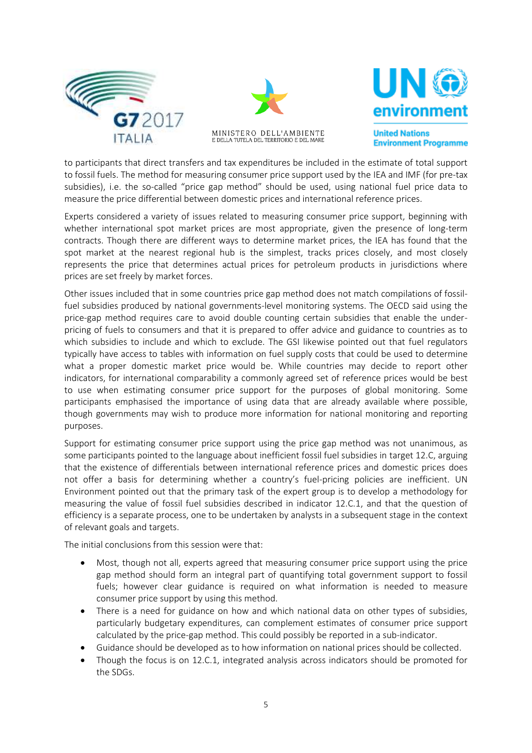to participants that direct transfers and tax expenditures be included in the estimate of total support to fossil fuels. The method for measuring consumer price support used by the IEA and IMF (for pre-tax subsidies), i.e. the so-called "price gap method" should be used, using national fuel price data to measure the price differential between domestic prices and international reference prices.

Experts considered a variety of issues related to measuring consumer price support, beginning with whether international spot market prices are most appropriate, given the presence of long-term contracts. Though there are different ways to determine market prices, the IEA has found that the spot market at the nearest regional hub is the simplest, tracks prices closely, and most closely represents the price that determines actual prices for petroleum products in jurisdictions where prices are set freely by market forces.

Other issues included that in some countries price gap method does not match compilations of fossil-fuel subsidies produced by national governments-level monitoring systems. The OECD said using the price-gap method requires care to avoid double counting certain subsidies that enable the under-pricing of fuels to consumers and that it is prepared to offer advice and guidance to countries as to which subsidies to include and which to exclude. The GSI likewise pointed out that fuel regulators typically have access to tables with information on fuel supply costs that could be used to determine what a proper domestic market price would be. While countries may decide to report other indicators, for international comparability a commonly agreed set of reference prices would be best to use when estimating consumer price support for the purposes of global monitoring. Some participants emphasised the importance of using data that are already available where possible, though governments may wish to produce more information for national monitoring and reporting purposes.

Support for estimating consumer price support using the price gap method was not unanimous, as some participants pointed to the language about inefficient fossil fuel subsidies in target 12.C, arguing that the existence of differentials between international reference prices and domestic prices does not offer a basis for determining whether a country's fuel-pricing policies are inefficient. UN Environment pointed out that the primary task of the expert group is to develop a methodology for measuring the value of fossil fuel subsidies described in indicator 12.C.1, and that the question of efficiency is a separate process, one to be undertaken by analysts in a subsequent stage in the context of relevant goals and targets.

The initial conclusions from this session were that:

- Most, though not all, experts agreed that measuring consumer price support using the price gap method should form an integral part of quantifying total government support to fossil fuels; however clear guidance is required on what information is needed to measure consumer price support by using this method.
- There is a need for guidance on how and which national data on other types of subsidies, particularly budgetary expenditures, can complement estimates of consumer price support calculated by the price-gap method. This could possibly be reported in a sub-indicator.
- Guidance should be developed as to how information on national prices should be collected.
- Though the focus is on 12.C.1, integrated analysis across indicators should be promoted for the SDGs.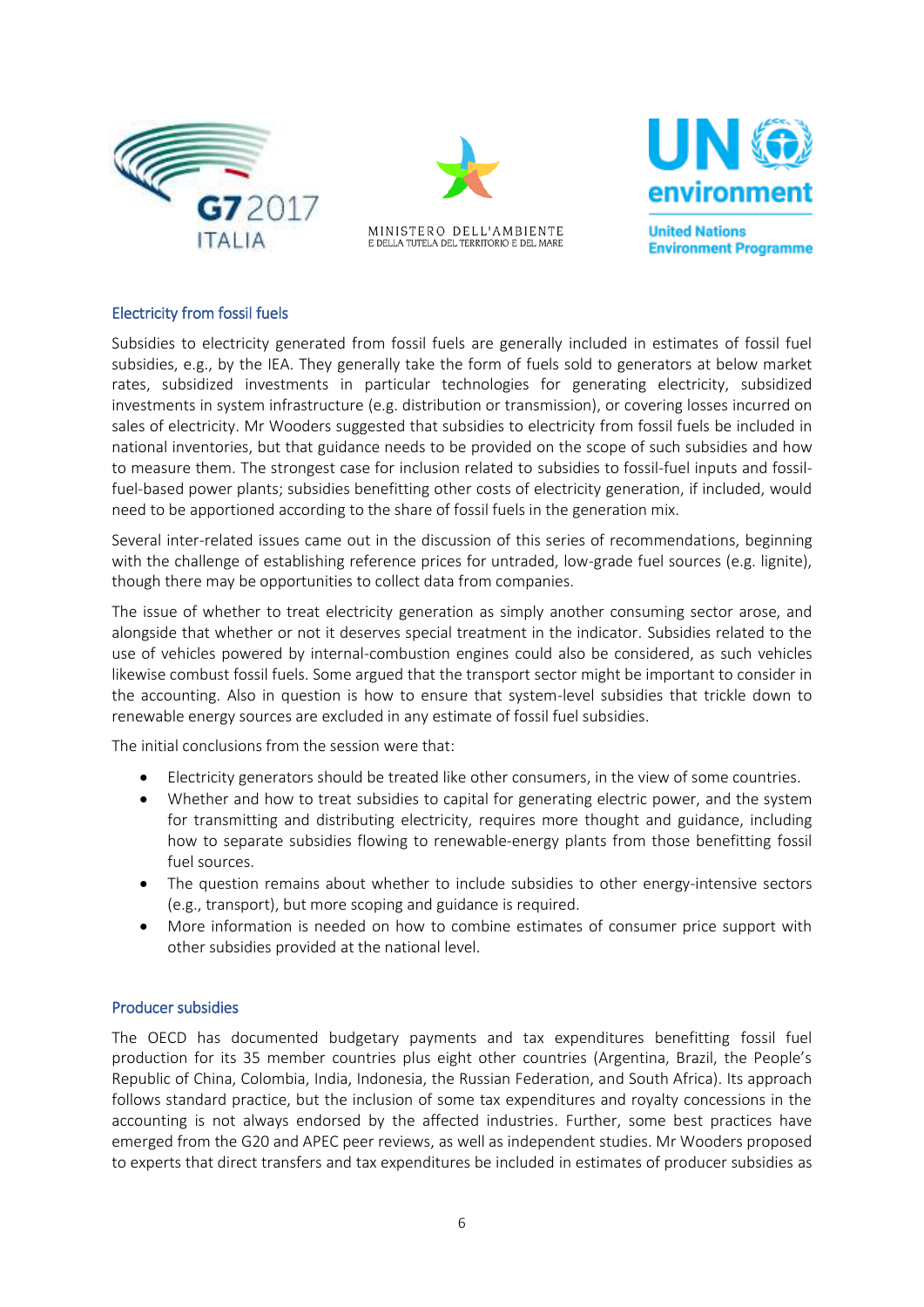## Electricity from fossil fuels

Subsidies to electricity generated from fossil fuels are generally included in estimates of fossil fuel subsidies, e.g., by the IEA. They generally take the form of fuels sold to generators at below market rates, subsidized investments in particular technologies for generating electricity, subsidized investments in system infrastructure (e.g. distribution or transmission), or covering losses incurred on sales of electricity. Mr Wooders suggested that subsidies to electricity from fossil fuels be included in national inventories, but that guidance needs to be provided on the scope of such subsidies and how to measure them. The strongest case for inclusion related to subsidies to fossil-fuel inputs and fossil-fuel-based power plants; subsidies benefitting other costs of electricity generation, if included, would need to be apportioned according to the share of fossil fuels in the generation mix.

Several inter-related issues came out in the discussion of this series of recommendations, beginning with the challenge of establishing reference prices for untraded, low-grade fuel sources (e.g. lignite), though there may be opportunities to collect data from companies.

The issue of whether to treat electricity generation as simply another consuming sector arose, and alongside that whether or not it deserves special treatment in the indicator. Subsidies related to the use of vehicles powered by internal-combustion engines could also be considered, as such vehicles likewise combust fossil fuels. Some argued that the transport sector might be important to consider in the accounting. Also in question is how to ensure that system-level subsidies that trickle down to renewable energy sources are excluded in any estimate of fossil fuel subsidies.

The initial conclusions from the session were that:

- Electricity generators should be treated like other consumers, in the view of some countries.
- Whether and how to treat subsidies to capital for generating electric power, and the system for transmitting and distributing electricity, requires more thought and guidance, including how to separate subsidies flowing to renewable-energy plants from those benefitting fossil fuel sources.
- The question remains about whether to include subsidies to other energy-intensive sectors (e.g., transport), but more scoping and guidance is required.
- More information is needed on how to combine estimates of consumer price support with other subsidies provided at the national level.

## Producer subsidies

The OECD has documented budgetary payments and tax expenditures benefitting fossil fuel production for its 35 member countries plus eight other countries (Argentina, Brazil, the People's Republic of China, Colombia, India, Indonesia, the Russian Federation, and South Africa). Its approach follows standard practice, but the inclusion of some tax expenditures and royalty concessions in the accounting is not always endorsed by the affected industries. Further, some best practices have emerged from the G20 and APEC peer reviews, as well as independent studies. Mr Wooders proposed to experts that direct transfers and tax expenditures be included in estimates of producer subsidies as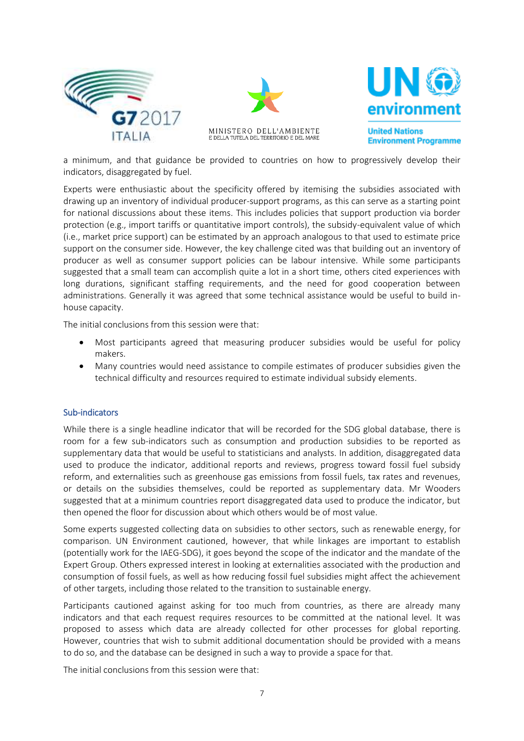a minimum, and that guidance be provided to countries on how to progressively develop their indicators, disaggregated by fuel.

Experts were enthusiastic about the specificity offered by itemising the subsidies associated with drawing up an inventory of individual producer-support programs, as this can serve as a starting point for national discussions about these items. This includes policies that support production via border protection (e.g., import tariffs or quantitative import controls), the subsidy-equivalent value of which (i.e., market price support) can be estimated by an approach analogous to that used to estimate price support on the consumer side. However, the key challenge cited was that building out an inventory of producer as well as consumer support policies can be labour intensive. While some participants suggested that a small team can accomplish quite a lot in a short time, others cited experiences with long durations, significant staffing requirements, and the need for good cooperation between administrations. Generally it was agreed that some technical assistance would be useful to build in-house capacity.

The initial conclusions from this session were that:

- Most participants agreed that measuring producer subsidies would be useful for policy makers.
- Many countries would need assistance to compile estimates of producer subsidies given the technical difficulty and resources required to estimate individual subsidy elements.

### Sub-indicators

While there is a single headline indicator that will be recorded for the SDG global database, there is room for a few sub-indicators such as consumption and production subsidies to be reported as supplementary data that would be useful to statisticians and analysts. In addition, disaggregated data used to produce the indicator, additional reports and reviews, progress toward fossil fuel subsidy reform, and externalities such as greenhouse gas emissions from fossil fuels, tax rates and revenues, or details on the subsidies themselves, could be reported as supplementary data. Mr Wooders suggested that at a minimum countries report disaggregated data used to produce the indicator, but then opened the floor for discussion about which others would be of most value.

Some experts suggested collecting data on subsidies to other sectors, such as renewable energy, for comparison. UN Environment cautioned, however, that while linkages are important to establish (potentially work for the IAEG-SDG), it goes beyond the scope of the indicator and the mandate of the Expert Group. Others expressed interest in looking at externalities associated with the production and consumption of fossil fuels, as well as how reducing fossil fuel subsidies might affect the achievement of other targets, including those related to the transition to sustainable energy.

Participants cautioned against asking for too much from countries, as there are already many indicators and that each request requires resources to be committed at the national level. It was proposed to assess which data are already collected for other processes for global reporting. However, countries that wish to submit additional documentation should be provided with a means to do so, and the database can be designed in such a way to provide a space for that.

The initial conclusions from this session were that: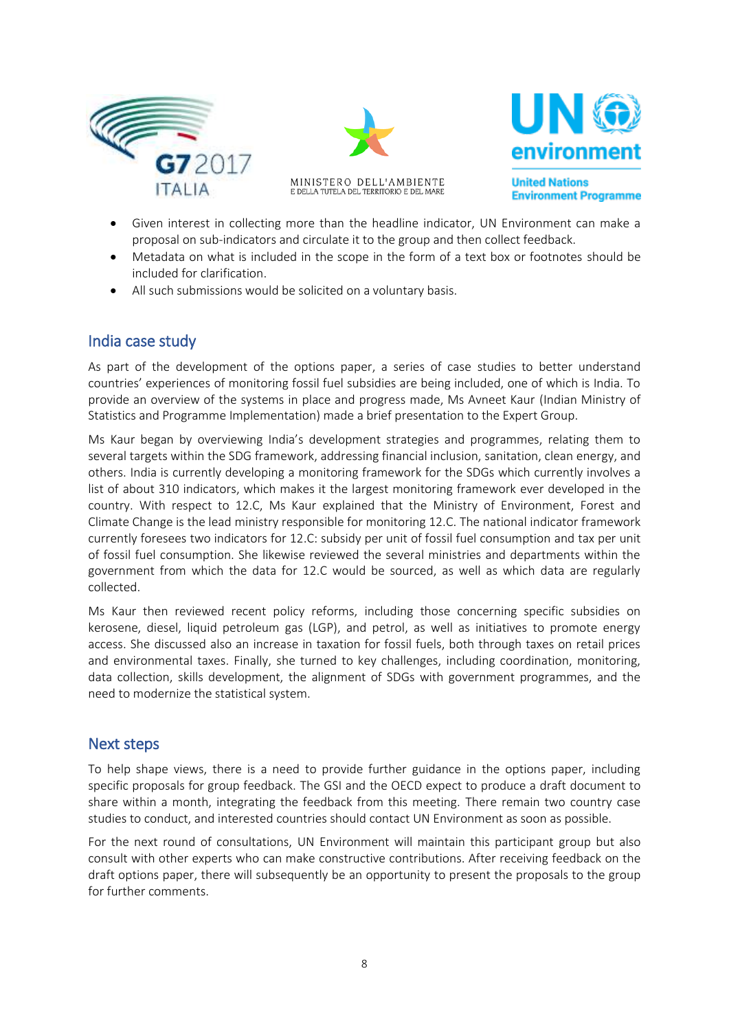- Given interest in collecting more than the headline indicator, UN Environment can make a proposal on sub-indicators and circulate it to the group and then collect feedback.
- Metadata on what is included in the scope in the form of a text box or footnotes should be included for clarification.
- All such submissions would be solicited on a voluntary basis.

## India case study

As part of the development of the options paper, a series of case studies to better understand countries' experiences of monitoring fossil fuel subsidies are being included, one of which is India. To provide an overview of the systems in place and progress made, Ms Avneet Kaur (Indian Ministry of Statistics and Programme Implementation) made a brief presentation to the Expert Group.

Ms Kaur began by overviewing India's development strategies and programmes, relating them to several targets within the SDG framework, addressing financial inclusion, sanitation, clean energy, and others. India is currently developing a monitoring framework for the SDGs which currently involves a list of about 310 indicators, which makes it the largest monitoring framework ever developed in the country. With respect to 12.C, Ms Kaur explained that the Ministry of Environment, Forest and Climate Change is the lead ministry responsible for monitoring 12.C. The national indicator framework currently foresees two indicators for 12.C: subsidy per unit of fossil fuel consumption and tax per unit of fossil fuel consumption. She likewise reviewed the several ministries and departments within the government from which the data for 12.C would be sourced, as well as which data are regularly collected.

Ms Kaur then reviewed recent policy reforms, including those concerning specific subsidies on kerosene, diesel, liquid petroleum gas (LGP), and petrol, as well as initiatives to promote energy access. She discussed also an increase in taxation for fossil fuels, both through taxes on retail prices and environmental taxes. Finally, she turned to key challenges, including coordination, monitoring, data collection, skills development, the alignment of SDGs with government programmes, and the need to modernize the statistical system.

## Next steps

To help shape views, there is a need to provide further guidance in the options paper, including specific proposals for group feedback. The GSI and the OECD expect to produce a draft document to share within a month, integrating the feedback from this meeting. There remain two country case studies to conduct, and interested countries should contact UN Environment as soon as possible.

For the next round of consultations, UN Environment will maintain this participant group but also consult with other experts who can make constructive contributions. After receiving feedback on the draft options paper, there will subsequently be an opportunity to present the proposals to the group for further comments.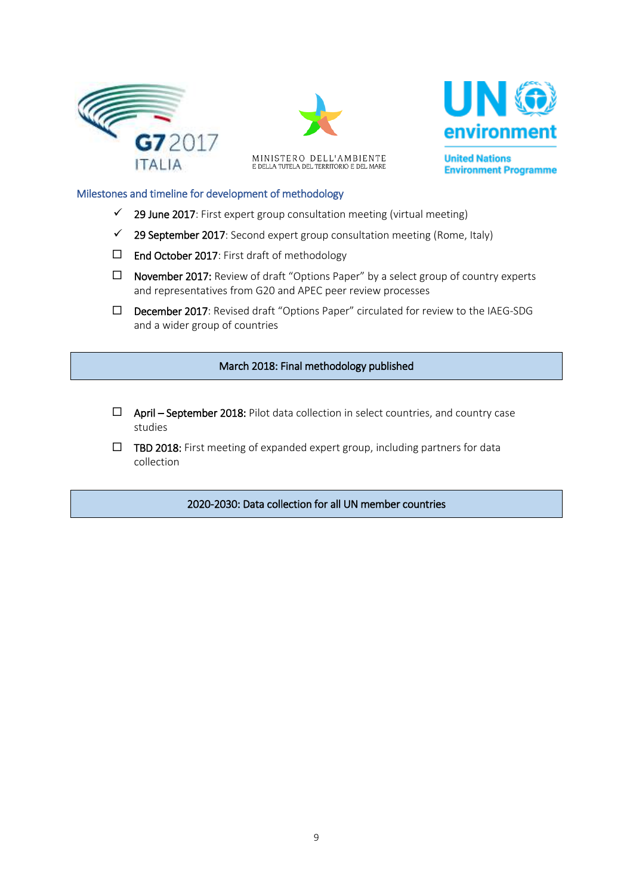## Milestones and timeline for development of methodology

- ✓ **29 June 2017**: First expert group consultation meeting (virtual meeting)
- ✓ **29 September 2017**: Second expert group consultation meeting (Rome, Italy)
- ☐ **End October 2017**: First draft of methodology
- ☐ **November 2017:** Review of draft "Options Paper" by a select group of country experts and representatives from G20 and APEC peer review processes
- ☐ **December 2017**: Revised draft "Options Paper" circulated for review to the IAEG-SDG and a wider group of countries

**March 2018: Final methodology published**

- ☐ **April – September 2018:** Pilot data collection in select countries, and country case studies
- ☐ **TBD 2018:** First meeting of expanded expert group, including partners for data collection

**2020-2030: Data collection for all UN member countries**